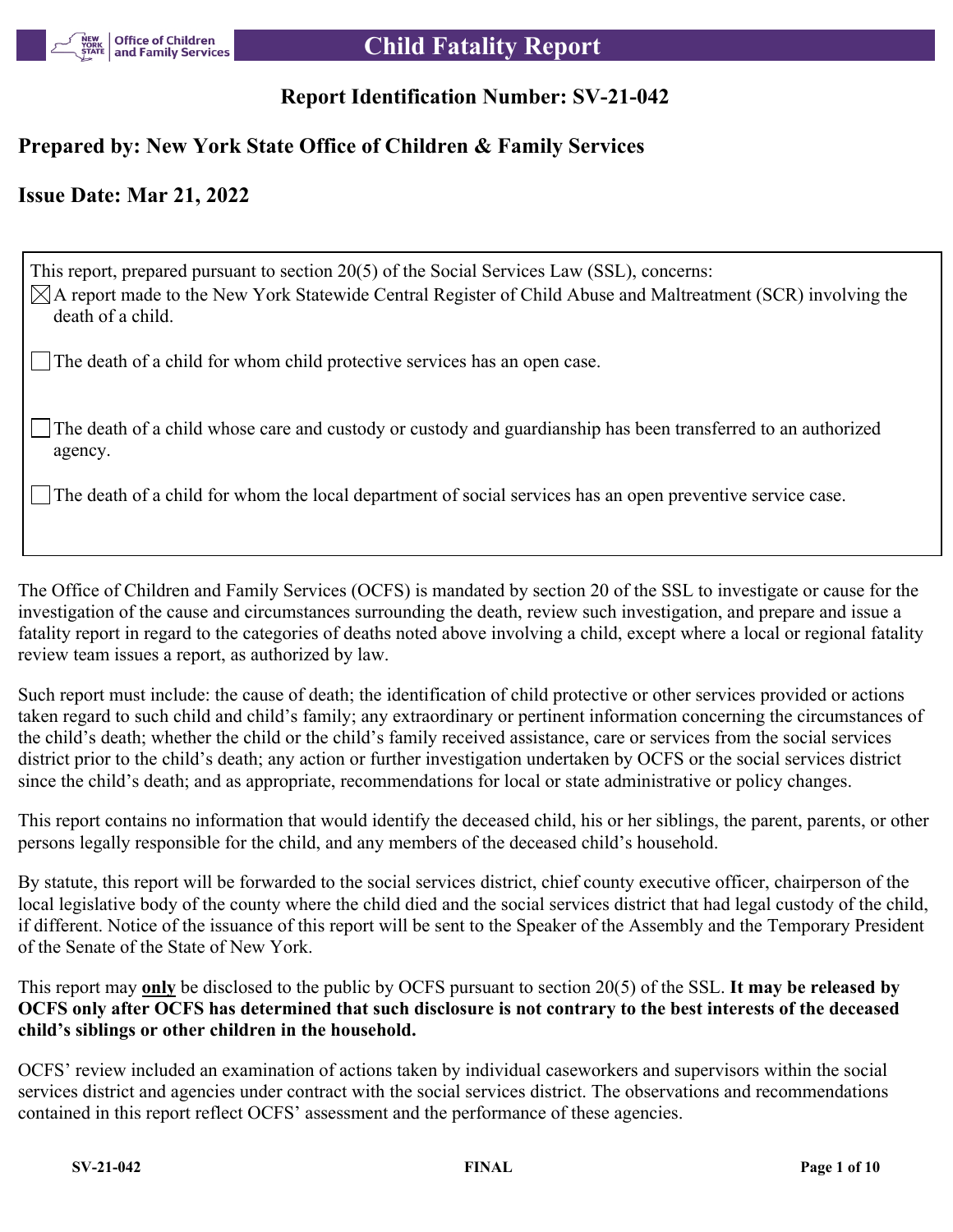# Child Fatality Report

## Report Identification Number: SV-21-042

## Prepared by: New York State Office of Children & Family Services

## Issue Date: Mar 21, 2022

This report, prepared pursuant to section 20(5) of the Social Services Law (SSL), concerns:

- [x] A report made to the New York Statewide Central Register of Child Abuse and Maltreatment (SCR) involving the death of a child.
- [ ] The death of a child for whom child protective services has an open case.
- [ ] The death of a child whose care and custody or custody and guardianship has been transferred to an authorized agency.
- [ ] The death of a child for whom the local department of social services has an open preventive service case.

The Office of Children and Family Services (OCFS) is mandated by section 20 of the SSL to investigate or cause for the investigation of the cause and circumstances surrounding the death, review such investigation, and prepare and issue a fatality report in regard to the categories of deaths noted above involving a child, except where a local or regional fatality review team issues a report, as authorized by law.

Such report must include: the cause of death; the identification of child protective or other services provided or actions taken regard to such child and child's family; any extraordinary or pertinent information concerning the circumstances of the child's death; whether the child or the child's family received assistance, care or services from the social services district prior to the child's death; any action or further investigation undertaken by OCFS or the social services district since the child's death; and as appropriate, recommendations for local or state administrative or policy changes.

This report contains no information that would identify the deceased child, his or her siblings, the parent, parents, or other persons legally responsible for the child, and any members of the deceased child's household.

By statute, this report will be forwarded to the social services district, chief county executive officer, chairperson of the local legislative body of the county where the child died and the social services district that had legal custody of the child, if different. Notice of the issuance of this report will be sent to the Speaker of the Assembly and the Temporary President of the Senate of the State of New York.

This report may <u>**only**</u> be disclosed to the public by OCFS pursuant to section 20(5) of the SSL. **It may be released by OCFS only after OCFS has determined that such disclosure is not contrary to the best interests of the deceased child's siblings or other children in the household.**

OCFS' review included an examination of actions taken by individual caseworkers and supervisors within the social services district and agencies under contract with the social services district. The observations and recommendations contained in this report reflect OCFS' assessment and the performance of these agencies.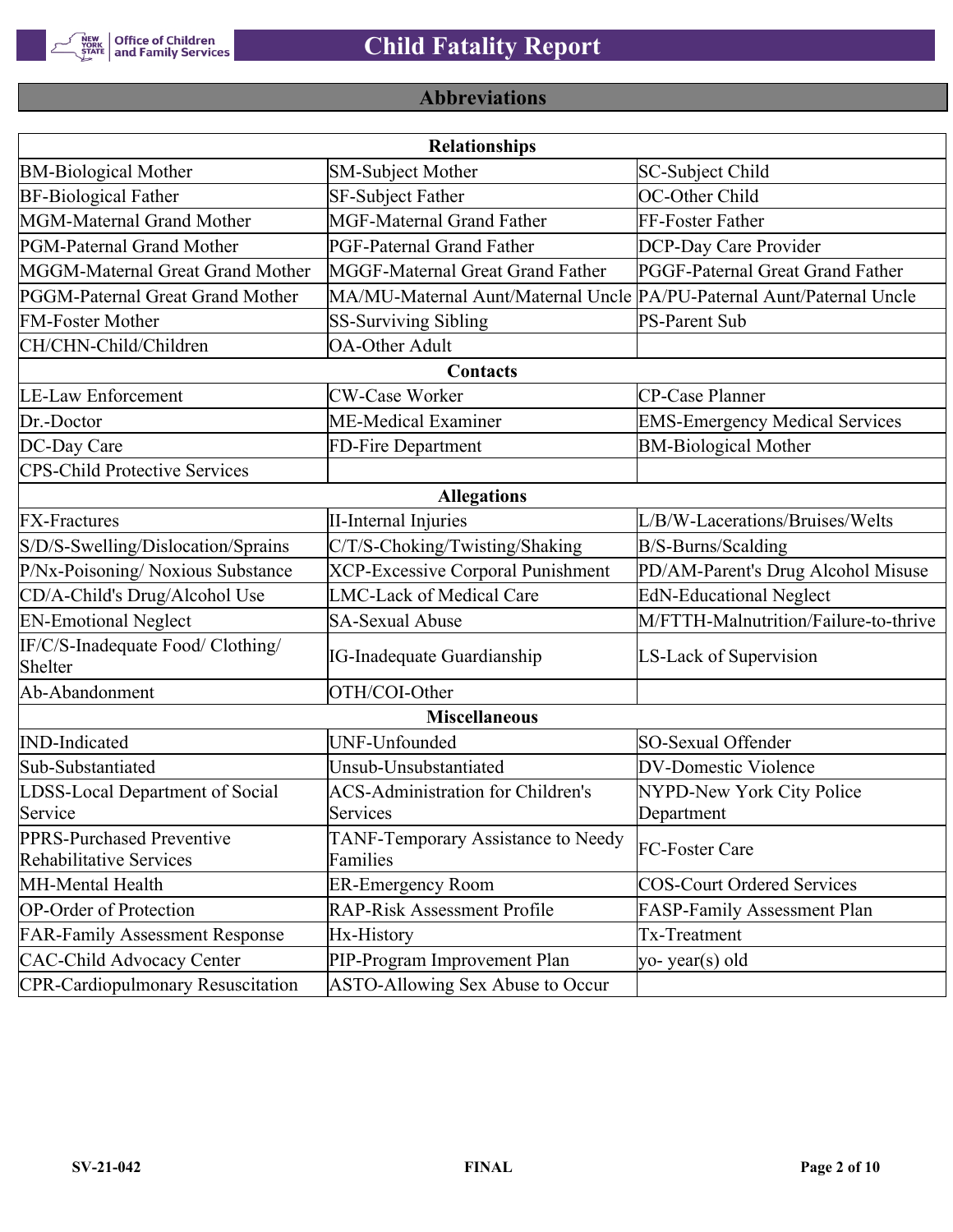## Abbreviations

| Relationships | | |
|---|---|---|
| BM-Biological Mother | SM-Subject Mother | SC-Subject Child |
| BF-Biological Father | SF-Subject Father | OC-Other Child |
| MGM-Maternal Grand Mother | MGF-Maternal Grand Father | FF-Foster Father |
| PGM-Paternal Grand Mother | PGF-Paternal Grand Father | DCP-Day Care Provider |
| MGGM-Maternal Great Grand Mother | MGGF-Maternal Great Grand Father | PGGF-Paternal Great Grand Father |
| PGGM-Paternal Great Grand Mother | MA/MU-Maternal Aunt/Maternal Uncle | PA/PU-Paternal Aunt/Paternal Uncle |
| FM-Foster Mother | SS-Surviving Sibling | PS-Parent Sub |
| CH/CHN-Child/Children | OA-Other Adult | |
| **Contacts** | | |
| LE-Law Enforcement | CW-Case Worker | CP-Case Planner |
| Dr.-Doctor | ME-Medical Examiner | EMS-Emergency Medical Services |
| DC-Day Care | FD-Fire Department | BM-Biological Mother |
| CPS-Child Protective Services | | |
| **Allegations** | | |
| FX-Fractures | II-Internal Injuries | L/B/W-Lacerations/Bruises/Welts |
| S/D/S-Swelling/Dislocation/Sprains | C/T/S-Choking/Twisting/Shaking | B/S-Burns/Scalding |
| P/Nx-Poisoning/ Noxious Substance | XCP-Excessive Corporal Punishment | PD/AM-Parent's Drug Alcohol Misuse |
| CD/A-Child's Drug/Alcohol Use | LMC-Lack of Medical Care | EdN-Educational Neglect |
| EN-Emotional Neglect | SA-Sexual Abuse | M/FTTH-Malnutrition/Failure-to-thrive |
| IF/C/S-Inadequate Food/ Clothing/ Shelter | IG-Inadequate Guardianship | LS-Lack of Supervision |
| Ab-Abandonment | OTH/COI-Other | |
| **Miscellaneous** | | |
| IND-Indicated | UNF-Unfounded | SO-Sexual Offender |
| Sub-Substantiated | Unsub-Unsubstantiated | DV-Domestic Violence |
| LDSS-Local Department of Social Service | ACS-Administration for Children's Services | NYPD-New York City Police Department |
| PPRS-Purchased Preventive Rehabilitative Services | TANF-Temporary Assistance to Needy Families | FC-Foster Care |
| MH-Mental Health | ER-Emergency Room | COS-Court Ordered Services |
| OP-Order of Protection | RAP-Risk Assessment Profile | FASP-Family Assessment Plan |
| FAR-Family Assessment Response | Hx-History | Tx-Treatment |
| CAC-Child Advocacy Center | PIP-Program Improvement Plan | yo- year(s) old |
| CPR-Cardiopulmonary Resuscitation | ASTO-Allowing Sex Abuse to Occur | |

SV-21-042 FINAL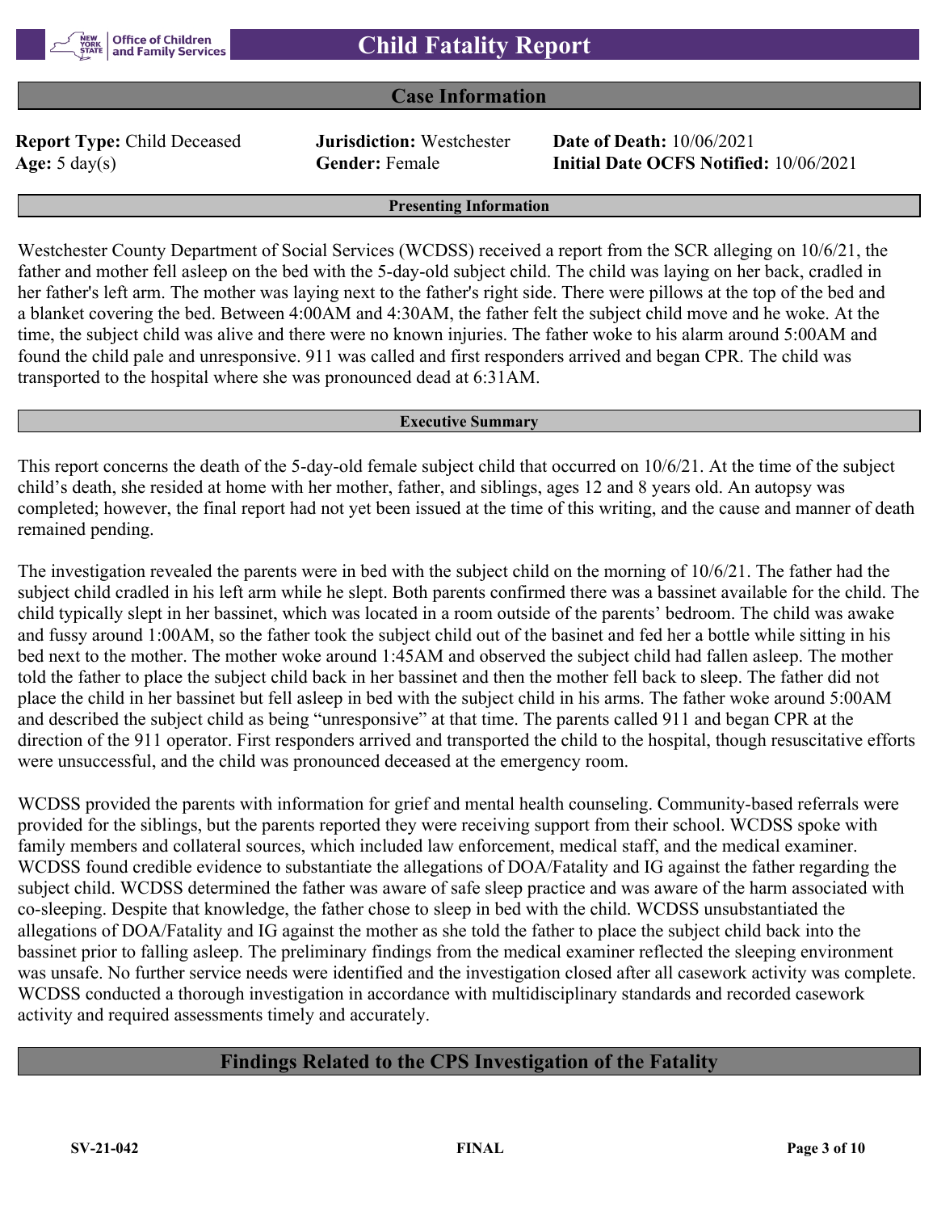# Child Fatality Report

## Case Information

**Report Type:** Child Deceased
**Jurisdiction:** Westchester
**Date of Death:** 10/06/2021
**Age:** 5 day(s)
**Gender:** Female
**Initial Date OCFS Notified:** 10/06/2021

### Presenting Information

Westchester County Department of Social Services (WCDSS) received a report from the SCR alleging on 10/6/21, the father and mother fell asleep on the bed with the 5-day-old subject child. The child was laying on her back, cradled in her father's left arm. The mother was laying next to the father's right side. There were pillows at the top of the bed and a blanket covering the bed. Between 4:00AM and 4:30AM, the father felt the subject child move and he woke. At the time, the subject child was alive and there were no known injuries. The father woke to his alarm around 5:00AM and found the child pale and unresponsive. 911 was called and first responders arrived and began CPR. The child was transported to the hospital where she was pronounced dead at 6:31AM.

### Executive Summary

This report concerns the death of the 5-day-old female subject child that occurred on 10/6/21. At the time of the subject child's death, she resided at home with her mother, father, and siblings, ages 12 and 8 years old. An autopsy was completed; however, the final report had not yet been issued at the time of this writing, and the cause and manner of death remained pending.

The investigation revealed the parents were in bed with the subject child on the morning of 10/6/21. The father had the subject child cradled in his left arm while he slept. Both parents confirmed there was a bassinet available for the child. The child typically slept in her bassinet, which was located in a room outside of the parents' bedroom. The child was awake and fussy around 1:00AM, so the father took the subject child out of the basinet and fed her a bottle while sitting in his bed next to the mother. The mother woke around 1:45AM and observed the subject child had fallen asleep. The mother told the father to place the subject child back in her bassinet and then the mother fell back to sleep. The father did not place the child in her bassinet but fell asleep in bed with the subject child in his arms. The father woke around 5:00AM and described the subject child as being "unresponsive" at that time. The parents called 911 and began CPR at the direction of the 911 operator. First responders arrived and transported the child to the hospital, though resuscitative efforts were unsuccessful, and the child was pronounced deceased at the emergency room.

WCDSS provided the parents with information for grief and mental health counseling. Community-based referrals were provided for the siblings, but the parents reported they were receiving support from their school. WCDSS spoke with family members and collateral sources, which included law enforcement, medical staff, and the medical examiner. WCDSS found credible evidence to substantiate the allegations of DOA/Fatality and IG against the father regarding the subject child. WCDSS determined the father was aware of safe sleep practice and was aware of the harm associated with co-sleeping. Despite that knowledge, the father chose to sleep in bed with the child. WCDSS unsubstantiated the allegations of DOA/Fatality and IG against the mother as she told the father to place the subject child back into the bassinet prior to falling asleep. The preliminary findings from the medical examiner reflected the sleeping environment was unsafe. No further service needs were identified and the investigation closed after all casework activity was complete. WCDSS conducted a thorough investigation in accordance with multidisciplinary standards and recorded casework activity and required assessments timely and accurately.

## Findings Related to the CPS Investigation of the Fatality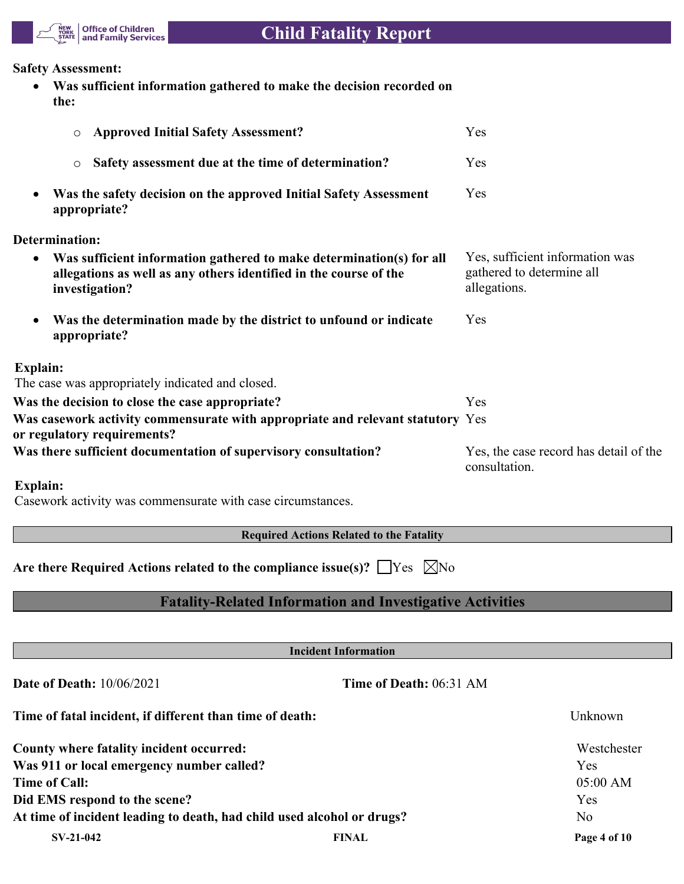**Safety Assessment:**

- **Was sufficient information gathered to make the decision recorded on the:**
  - **Approved Initial Safety Assessment?** Yes
  - **Safety assessment due at the time of determination?** Yes
- **Was the safety decision on the approved Initial Safety Assessment appropriate?** Yes

**Determination:**

- **Was sufficient information gathered to make determination(s) for all allegations as well as any others identified in the course of the investigation?** Yes, sufficient information was gathered to determine all allegations.
- **Was the determination made by the district to unfound or indicate appropriate?** Yes

**Explain:**
The case was appropriately indicated and closed.

**Was the decision to close the case appropriate?** Yes

**Was casework activity commensurate with appropriate and relevant statutory or regulatory requirements?** Yes

**Was there sufficient documentation of supervisory consultation?** Yes, the case record has detail of the consultation.

**Explain:**
Casework activity was commensurate with case circumstances.

| Required Actions Related to the Fatality |
|---|

**Are there Required Actions related to the compliance issue(s)?** ☐Yes ☒No

## Fatality-Related Information and Investigative Activities

| Incident Information |
|---|

**Date of Death:** 10/06/2021 **Time of Death:** 06:31 AM

| | |
|---|---|
| **Time of fatal incident, if different than time of death:** | Unknown |
| **County where fatality incident occurred:** | Westchester |
| **Was 911 or local emergency number called?** | Yes |
| **Time of Call:** | 05:00 AM |
| **Did EMS respond to the scene?** | Yes |
| **At time of incident leading to death, had child used alcohol or drugs?** | No |

SV-21-042 FINAL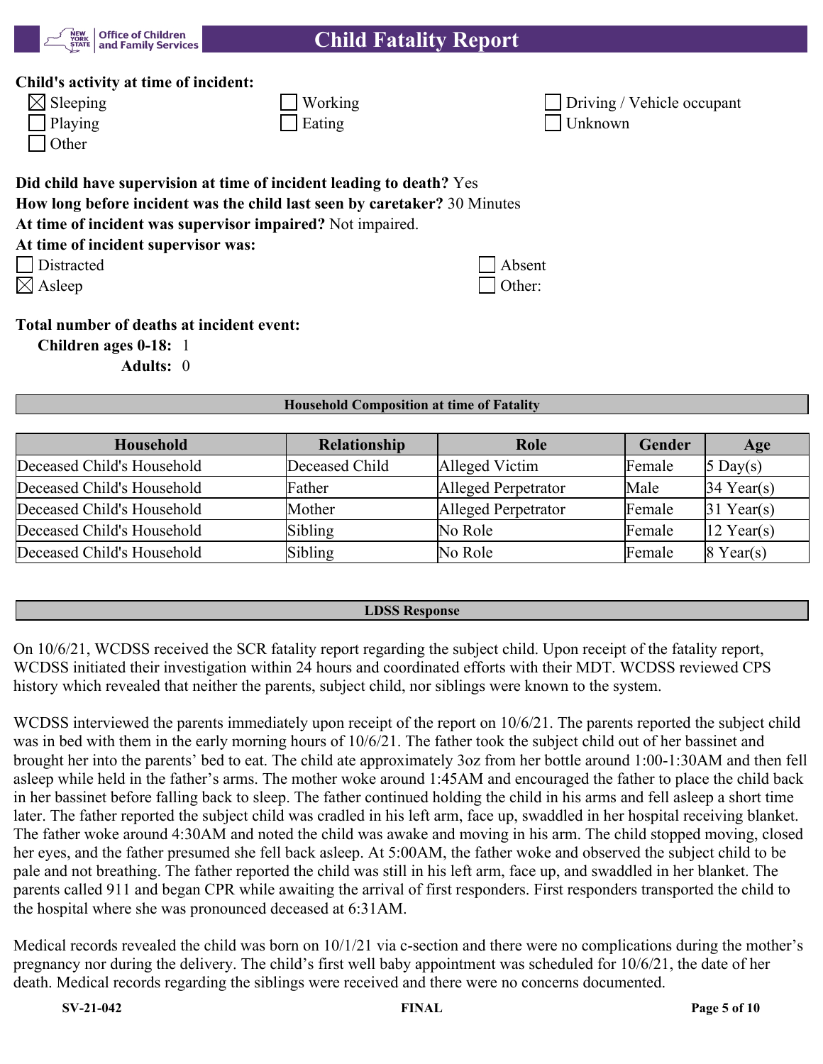**Child's activity at time of incident:**

- [x] Sleeping
- [ ] Working
- [ ] Driving / Vehicle occupant
- [ ] Playing
- [ ] Eating
- [ ] Unknown
- [ ] Other

**Did child have supervision at time of incident leading to death?** Yes
**How long before incident was the child last seen by caretaker?** 30 Minutes
**At time of incident was supervisor impaired?** Not impaired.
**At time of incident supervisor was:**

- [ ] Distracted
- [ ] Absent
- [x] Asleep
- [ ] Other:

**Total number of deaths at incident event:**
**Children ages 0-18:** 1
**Adults:** 0

**Household Composition at time of Fatality**

| Household | Relationship | Role | Gender | Age |
|---|---|---|---|---|
| Deceased Child's Household | Deceased Child | Alleged Victim | Female | 5 Day(s) |
| Deceased Child's Household | Father | Alleged Perpetrator | Male | 34 Year(s) |
| Deceased Child's Household | Mother | Alleged Perpetrator | Female | 31 Year(s) |
| Deceased Child's Household | Sibling | No Role | Female | 12 Year(s) |
| Deceased Child's Household | Sibling | No Role | Female | 8 Year(s) |

**LDSS Response**

On 10/6/21, WCDSS received the SCR fatality report regarding the subject child. Upon receipt of the fatality report, WCDSS initiated their investigation within 24 hours and coordinated efforts with their MDT. WCDSS reviewed CPS history which revealed that neither the parents, subject child, nor siblings were known to the system.

WCDSS interviewed the parents immediately upon receipt of the report on 10/6/21. The parents reported the subject child was in bed with them in the early morning hours of 10/6/21. The father took the subject child out of her bassinet and brought her into the parents' bed to eat. The child ate approximately 3oz from her bottle around 1:00-1:30AM and then fell asleep while held in the father's arms. The mother woke around 1:45AM and encouraged the father to place the child back in her bassinet before falling back to sleep. The father continued holding the child in his arms and fell asleep a short time later. The father reported the subject child was cradled in his left arm, face up, swaddled in her hospital receiving blanket. The father woke around 4:30AM and noted the child was awake and moving in his arm. The child stopped moving, closed her eyes, and the father presumed she fell back asleep. At 5:00AM, the father woke and observed the subject child to be pale and not breathing. The father reported the child was still in his left arm, face up, and swaddled in her blanket. The parents called 911 and began CPR while awaiting the arrival of first responders. First responders transported the child to the hospital where she was pronounced deceased at 6:31AM.

Medical records revealed the child was born on 10/1/21 via c-section and there were no complications during the mother's pregnancy nor during the delivery. The child's first well baby appointment was scheduled for 10/6/21, the date of her death. Medical records regarding the siblings were received and there were no concerns documented.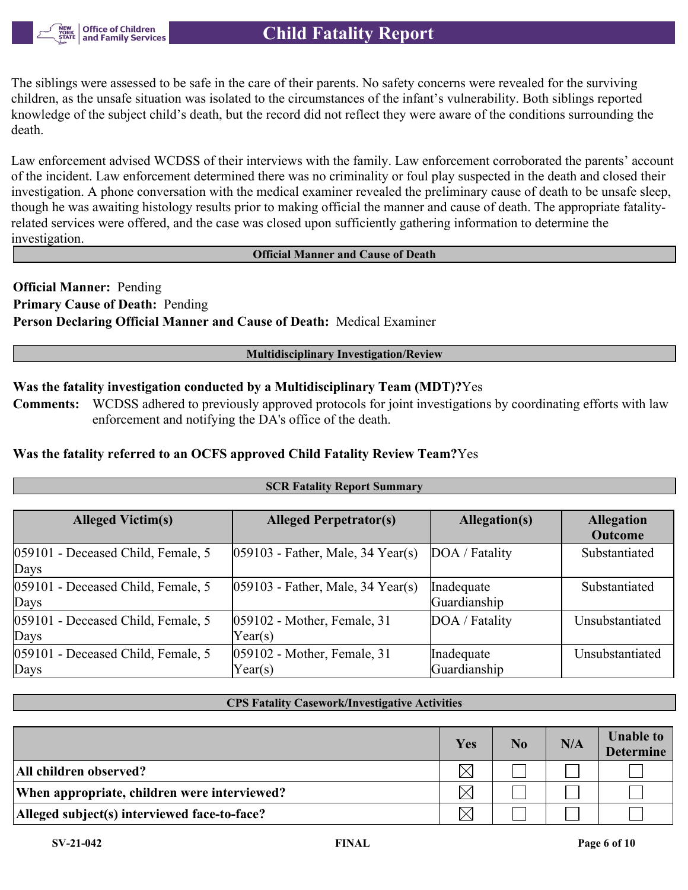The siblings were assessed to be safe in the care of their parents. No safety concerns were revealed for the surviving children, as the unsafe situation was isolated to the circumstances of the infant's vulnerability. Both siblings reported knowledge of the subject child's death, but the record did not reflect they were aware of the conditions surrounding the death.

Law enforcement advised WCDSS of their interviews with the family. Law enforcement corroborated the parents' account of the incident. Law enforcement determined there was no criminality or foul play suspected in the death and closed their investigation. A phone conversation with the medical examiner revealed the preliminary cause of death to be unsafe sleep, though he was awaiting histology results prior to making official the manner and cause of death. The appropriate fatality-related services were offered, and the case was closed upon sufficiently gathering information to determine the investigation.

## Official Manner and Cause of Death

**Official Manner:** Pending
**Primary Cause of Death:** Pending
**Person Declaring Official Manner and Cause of Death:** Medical Examiner

## Multidisciplinary Investigation/Review

**Was the fatality investigation conducted by a Multidisciplinary Team (MDT)?** Yes

**Comments:** WCDSS adhered to previously approved protocols for joint investigations by coordinating efforts with law enforcement and notifying the DA's office of the death.

**Was the fatality referred to an OCFS approved Child Fatality Review Team?** Yes

## SCR Fatality Report Summary

| Alleged Victim(s) | Alleged Perpetrator(s) | Allegation(s) | Allegation Outcome |
|---|---|---|---|
| 059101 - Deceased Child, Female, 5 Days | 059103 - Father, Male, 34 Year(s) | DOA / Fatality | Substantiated |
| 059101 - Deceased Child, Female, 5 Days | 059103 - Father, Male, 34 Year(s) | Inadequate Guardianship | Substantiated |
| 059101 - Deceased Child, Female, 5 Days | 059102 - Mother, Female, 31 Year(s) | DOA / Fatality | Unsubstantiated |
| 059101 - Deceased Child, Female, 5 Days | 059102 - Mother, Female, 31 Year(s) | Inadequate Guardianship | Unsubstantiated |

## CPS Fatality Casework/Investigative Activities

| | Yes | No | N/A | Unable to Determine |
|---|---|---|---|---|
| All children observed? | ☒ | ☐ | ☐ | ☐ |
| When appropriate, children were interviewed? | ☒ | ☐ | ☐ | ☐ |
| Alleged subject(s) interviewed face-to-face? | ☒ | ☐ | ☐ | ☐ |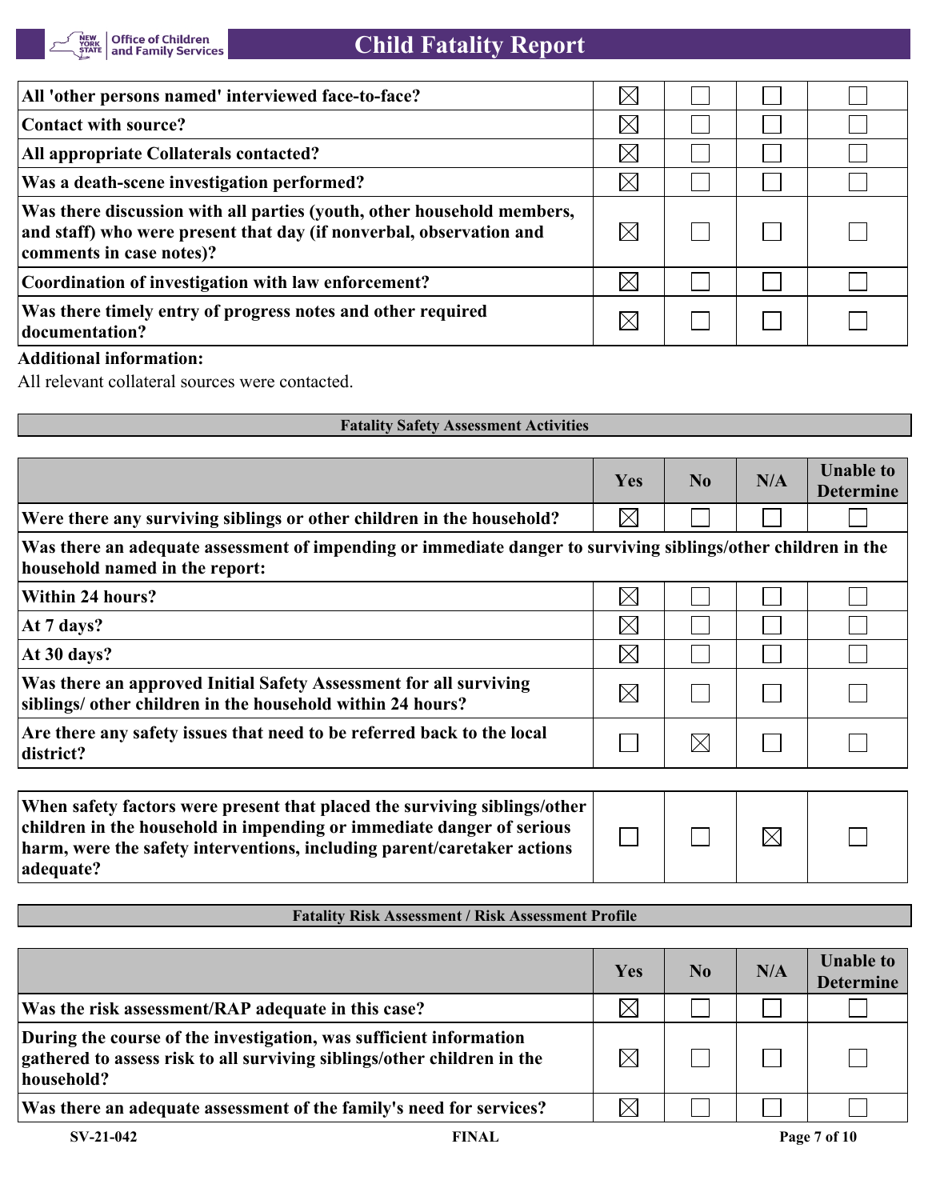| | Yes | No | N/A | Unable to Determine |
|---|---|---|---|---|
| **All 'other persons named' interviewed face-to-face?** | ☒ | ☐ | ☐ | ☐ |
| **Contact with source?** | ☒ | ☐ | ☐ | ☐ |
| **All appropriate Collaterals contacted?** | ☒ | ☐ | ☐ | ☐ |
| **Was a death-scene investigation performed?** | ☒ | ☐ | ☐ | ☐ |
| **Was there discussion with all parties (youth, other household members, and staff) who were present that day (if nonverbal, observation and comments in case notes)?** | ☒ | ☐ | ☐ | ☐ |
| **Coordination of investigation with law enforcement?** | ☒ | ☐ | ☐ | ☐ |
| **Was there timely entry of progress notes and other required documentation?** | ☒ | ☐ | ☐ | ☐ |

**Additional information:**

All relevant collateral sources were contacted.

## Fatality Safety Assessment Activities

| | Yes | No | N/A | Unable to Determine |
|---|---|---|---|---|
| **Were there any surviving siblings or other children in the household?** | ☒ | ☐ | ☐ | ☐ |
| **Was there an adequate assessment of impending or immediate danger to surviving siblings/other children in the household named in the report:** | | | | |
| **Within 24 hours?** | ☒ | ☐ | ☐ | ☐ |
| **At 7 days?** | ☒ | ☐ | ☐ | ☐ |
| **At 30 days?** | ☒ | ☐ | ☐ | ☐ |
| **Was there an approved Initial Safety Assessment for all surviving siblings/ other children in the household within 24 hours?** | ☒ | ☐ | ☐ | ☐ |
| **Are there any safety issues that need to be referred back to the local district?** | ☐ | ☒ | ☐ | ☐ |
| **When safety factors were present that placed the surviving siblings/other children in the household in impending or immediate danger of serious harm, were the safety interventions, including parent/caretaker actions adequate?** | ☐ | ☐ | ☒ | ☐ |

## Fatality Risk Assessment / Risk Assessment Profile

| | Yes | No | N/A | Unable to Determine |
|---|---|---|---|---|
| **Was the risk assessment/RAP adequate in this case?** | ☒ | ☐ | ☐ | ☐ |
| **During the course of the investigation, was sufficient information gathered to assess risk to all surviving siblings/other children in the household?** | ☒ | ☐ | ☐ | ☐ |
| **Was there an adequate assessment of the family's need for services?** | ☒ | ☐ | ☐ | ☐ |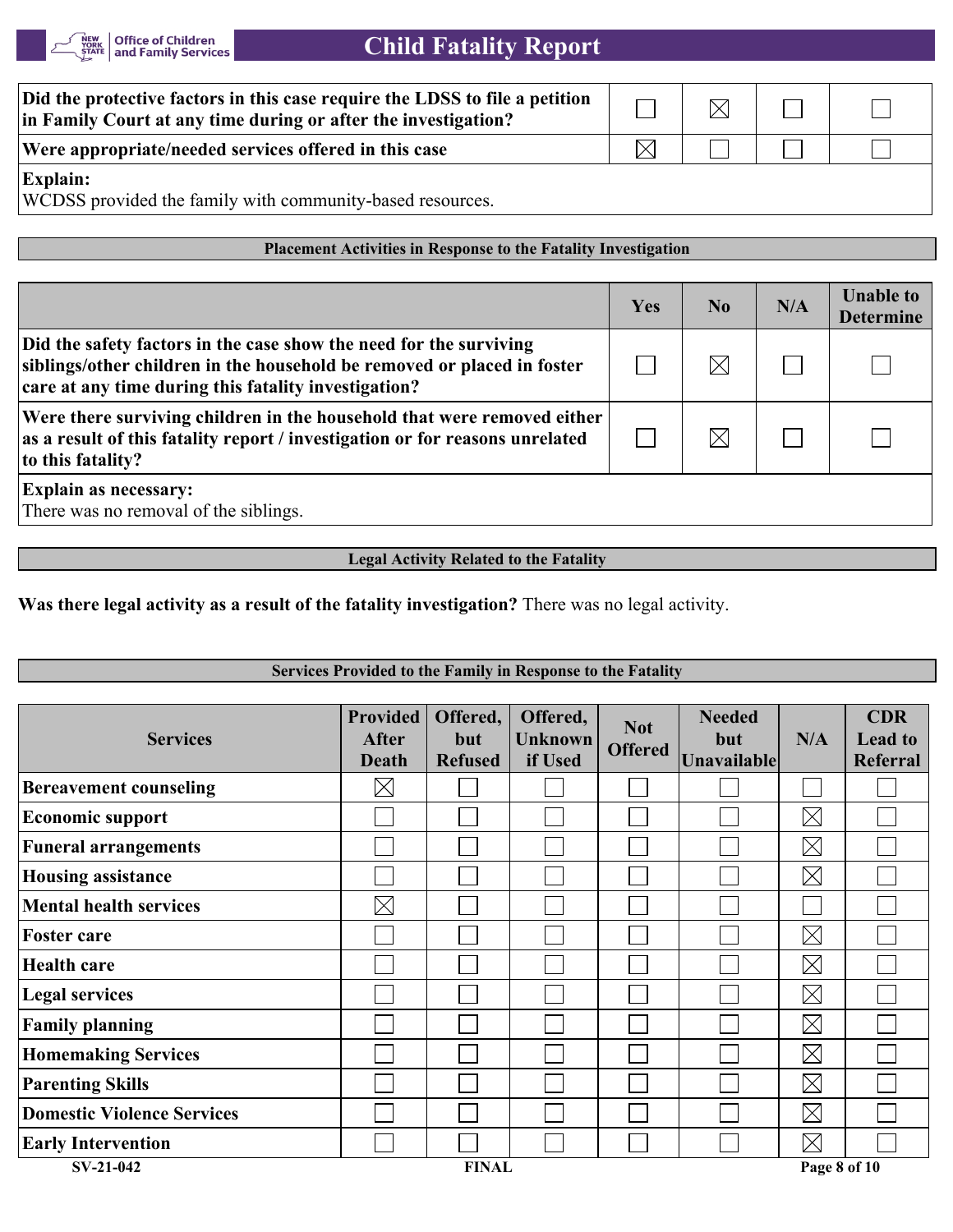| | | | | |
|---|---|---|---|---|
| **Did the protective factors in this case require the LDSS to file a petition in Family Court at any time during or after the investigation?** | ☐ | ☒ | ☐ | ☐ |
| **Were appropriate/needed services offered in this case** | ☒ | ☐ | ☐ | ☐ |

**Explain:**
WCDSS provided the family with community-based resources.

## Placement Activities in Response to the Fatality Investigation

| | Yes | No | N/A | Unable to Determine |
|---|---|---|---|---|
| **Did the safety factors in the case show the need for the surviving siblings/other children in the household be removed or placed in foster care at any time during this fatality investigation?** | ☐ | ☒ | ☐ | ☐ |
| **Were there surviving children in the household that were removed either as a result of this fatality report / investigation or for reasons unrelated to this fatality?** | ☐ | ☒ | ☐ | ☐ |

**Explain as necessary:**
There was no removal of the siblings.

## Legal Activity Related to the Fatality

**Was there legal activity as a result of the fatality investigation?** There was no legal activity.

## Services Provided to the Family in Response to the Fatality

| Services | Provided After Death | Offered, but Refused | Offered, Unknown if Used | Not Offered | Needed but Unavailable | N/A | CDR Lead to Referral |
|---|---|---|---|---|---|---|---|
| **Bereavement counseling** | ☒ | ☐ | ☐ | ☐ | ☐ | ☐ | ☐ |
| **Economic support** | ☐ | ☐ | ☐ | ☐ | ☐ | ☒ | ☐ |
| **Funeral arrangements** | ☐ | ☐ | ☐ | ☐ | ☐ | ☒ | ☐ |
| **Housing assistance** | ☐ | ☐ | ☐ | ☐ | ☐ | ☒ | ☐ |
| **Mental health services** | ☒ | ☐ | ☐ | ☐ | ☐ | ☐ | ☐ |
| **Foster care** | ☐ | ☐ | ☐ | ☐ | ☐ | ☒ | ☐ |
| **Health care** | ☐ | ☐ | ☐ | ☐ | ☐ | ☒ | ☐ |
| **Legal services** | ☐ | ☐ | ☐ | ☐ | ☐ | ☒ | ☐ |
| **Family planning** | ☐ | ☐ | ☐ | ☐ | ☐ | ☒ | ☐ |
| **Homemaking Services** | ☐ | ☐ | ☐ | ☐ | ☐ | ☒ | ☐ |
| **Parenting Skills** | ☐ | ☐ | ☐ | ☐ | ☐ | ☒ | ☐ |
| **Domestic Violence Services** | ☐ | ☐ | ☐ | ☐ | ☐ | ☒ | ☐ |
| **Early Intervention** | ☐ | ☐ | ☐ | ☐ | ☐ | ☒ | ☐ |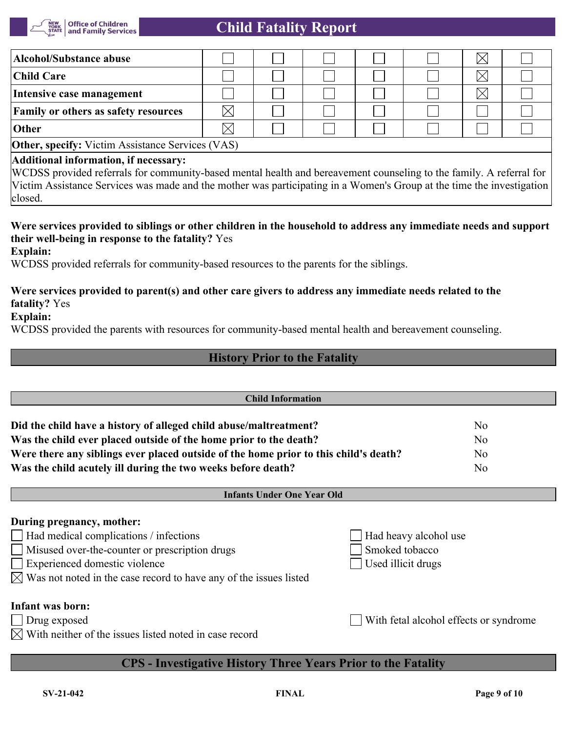| Alcohol/Substance abuse | ☐ | ☐ | ☐ | ☐ | ☐ | ☒ | ☐ |
|---|---|---|---|---|---|---|---|
| **Child Care** | ☐ | ☐ | ☐ | ☐ | ☐ | ☒ | ☐ |
| **Intensive case management** | ☐ | ☐ | ☐ | ☐ | ☐ | ☒ | ☐ |
| **Family or others as safety resources** | ☒ | ☐ | ☐ | ☐ | ☐ | ☐ | ☐ |
| **Other** | ☒ | ☐ | ☐ | ☐ | ☐ | ☐ | ☐ |

**Other, specify:** Victim Assistance Services (VAS)

**Additional information, if necessary:**
WCDSS provided referrals for community-based mental health and bereavement counseling to the family. A referral for Victim Assistance Services was made and the mother was participating in a Women's Group at the time the investigation closed.

**Were services provided to siblings or other children in the household to address any immediate needs and support their well-being in response to the fatality?** Yes
**Explain:**
WCDSS provided referrals for community-based resources to the parents for the siblings.

**Were services provided to parent(s) and other care givers to address any immediate needs related to the fatality?** Yes
**Explain:**
WCDSS provided the parents with resources for community-based mental health and bereavement counseling.

## History Prior to the Fatality

### Child Information

| | |
|---|---|
| **Did the child have a history of alleged child abuse/maltreatment?** | No |
| **Was the child ever placed outside of the home prior to the death?** | No |
| **Were there any siblings ever placed outside of the home prior to this child's death?** | No |
| **Was the child acutely ill during the two weeks before death?** | No |

### Infants Under One Year Old

**During pregnancy, mother:**

- ☐ Had medical complications / infections
- ☐ Misused over-the-counter or prescription drugs
- ☐ Experienced domestic violence
- ☒ Was not noted in the case record to have any of the issues listed
- ☐ Had heavy alcohol use
- ☐ Smoked tobacco
- ☐ Used illicit drugs

**Infant was born:**

- ☐ Drug exposed
- ☒ With neither of the issues listed noted in case record
- ☐ With fetal alcohol effects or syndrome

## CPS - Investigative History Three Years Prior to the Fatality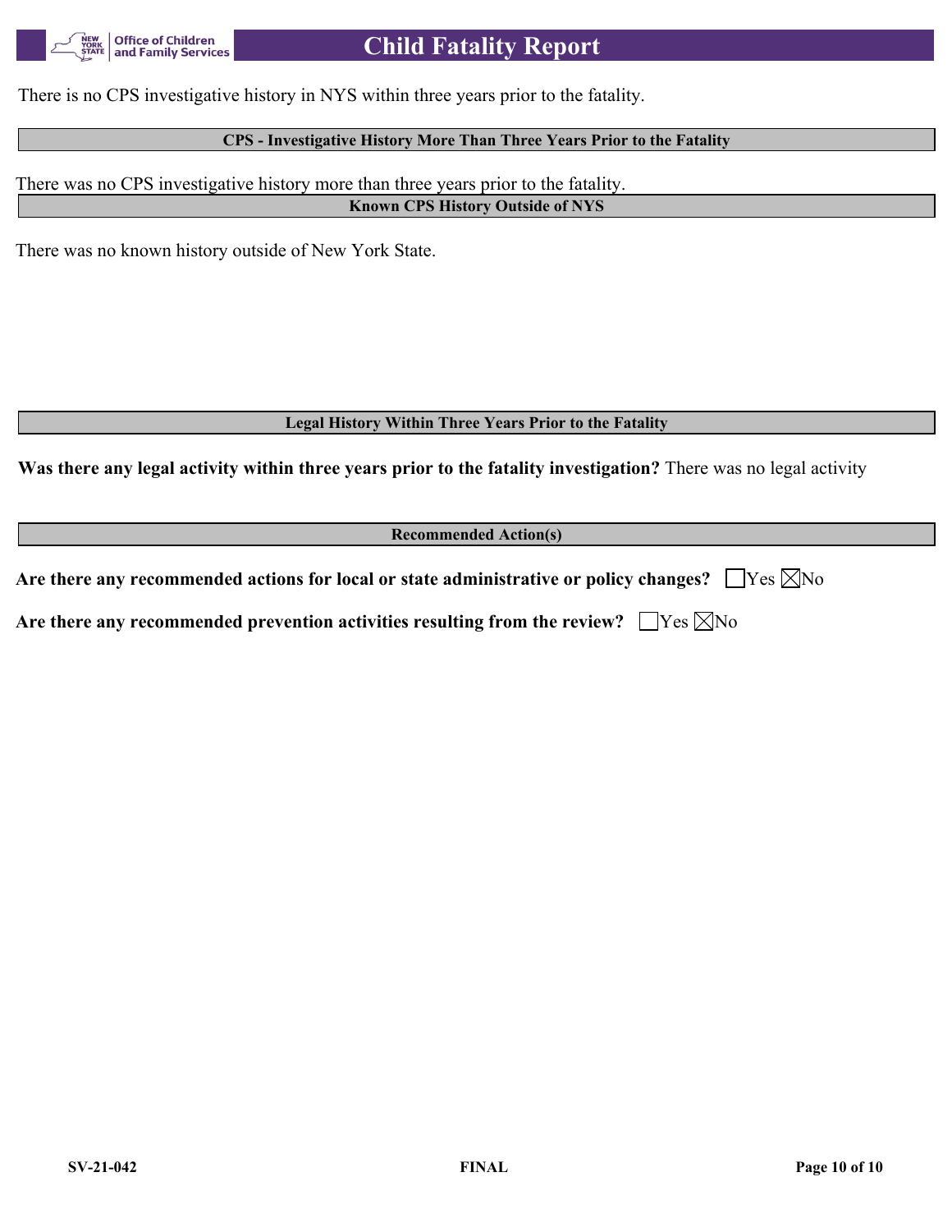There is no CPS investigative history in NYS within three years prior to the fatality.

## CPS - Investigative History More Than Three Years Prior to the Fatality

There was no CPS investigative history more than three years prior to the fatality.

## Known CPS History Outside of NYS

There was no known history outside of New York State.

## Legal History Within Three Years Prior to the Fatality

**Was there any legal activity within three years prior to the fatality investigation?** There was no legal activity

## Recommended Action(s)

**Are there any recommended actions for local or state administrative or policy changes?** ☐Yes ☒No

**Are there any recommended prevention activities resulting from the review?** ☐Yes ☒No